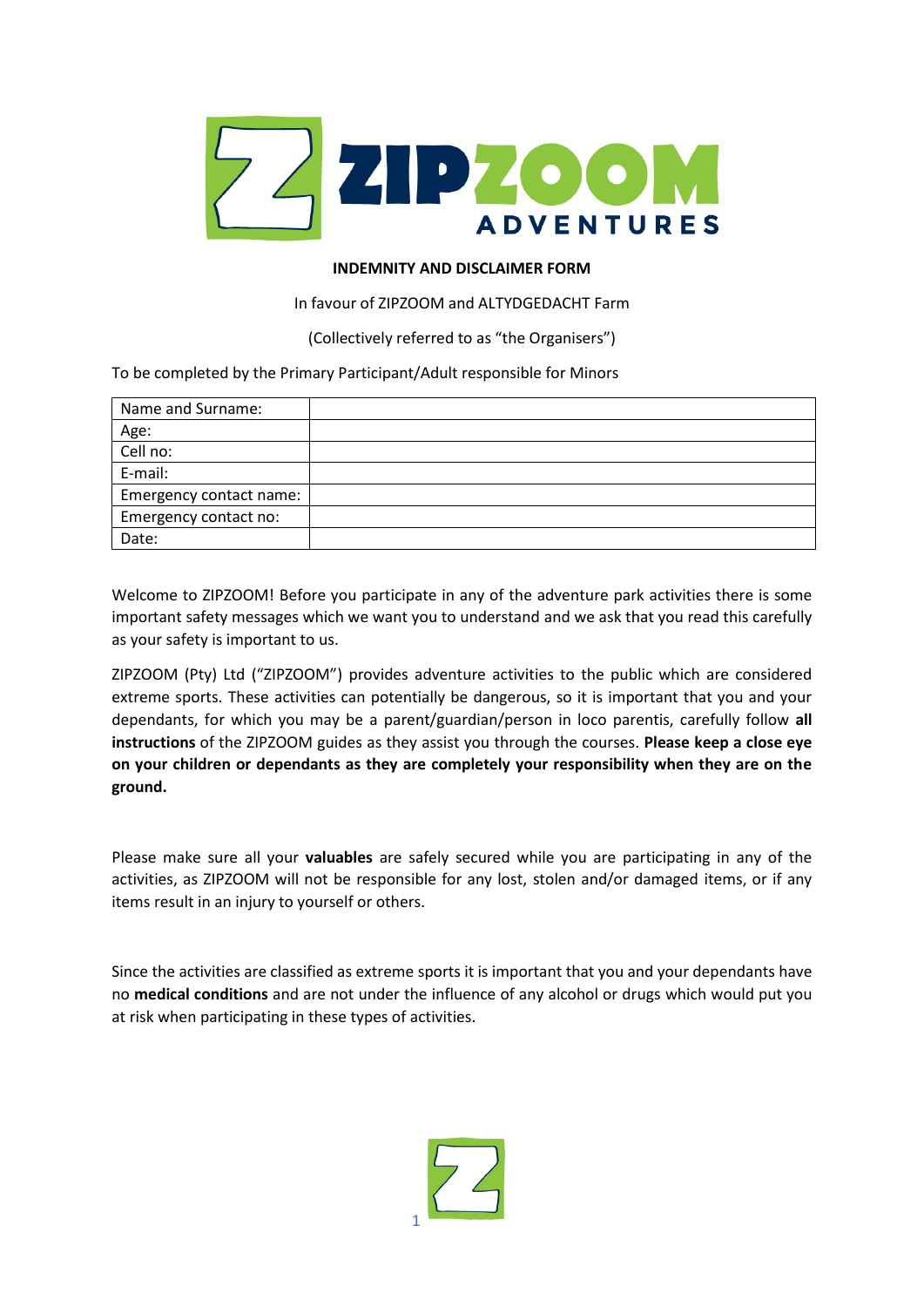**INDEMNITY AND DISCLAIMER FORM**

In favour of ZIPZOOM and ALTYDGEDACHT Farm

(Collectively referred to as "the Organisers")

To be completed by the Primary Participant/Adult responsible for Minors

| Name and Surname: | |
|---|---|
| Age: | |
| Cell no: | |
| E-mail: | |
| Emergency contact name: | |
| Emergency contact no: | |
| Date: | |

Welcome to ZIPZOOM! Before you participate in any of the adventure park activities there is some important safety messages which we want you to understand and we ask that you read this carefully as your safety is important to us.

ZIPZOOM (Pty) Ltd ("ZIPZOOM") provides adventure activities to the public which are considered extreme sports. These activities can potentially be dangerous, so it is important that you and your dependants, for which you may be a parent/guardian/person in loco parentis, carefully follow **all instructions** of the ZIPZOOM guides as they assist you through the courses. **Please keep a close eye on your children or dependants as they are completely your responsibility when they are on the ground.**

Please make sure all your **valuables** are safely secured while you are participating in any of the activities, as ZIPZOOM will not be responsible for any lost, stolen and/or damaged items, or if any items result in an injury to yourself or others.

Since the activities are classified as extreme sports it is important that you and your dependants have no **medical conditions** and are not under the influence of any alcohol or drugs which would put you at risk when participating in these types of activities.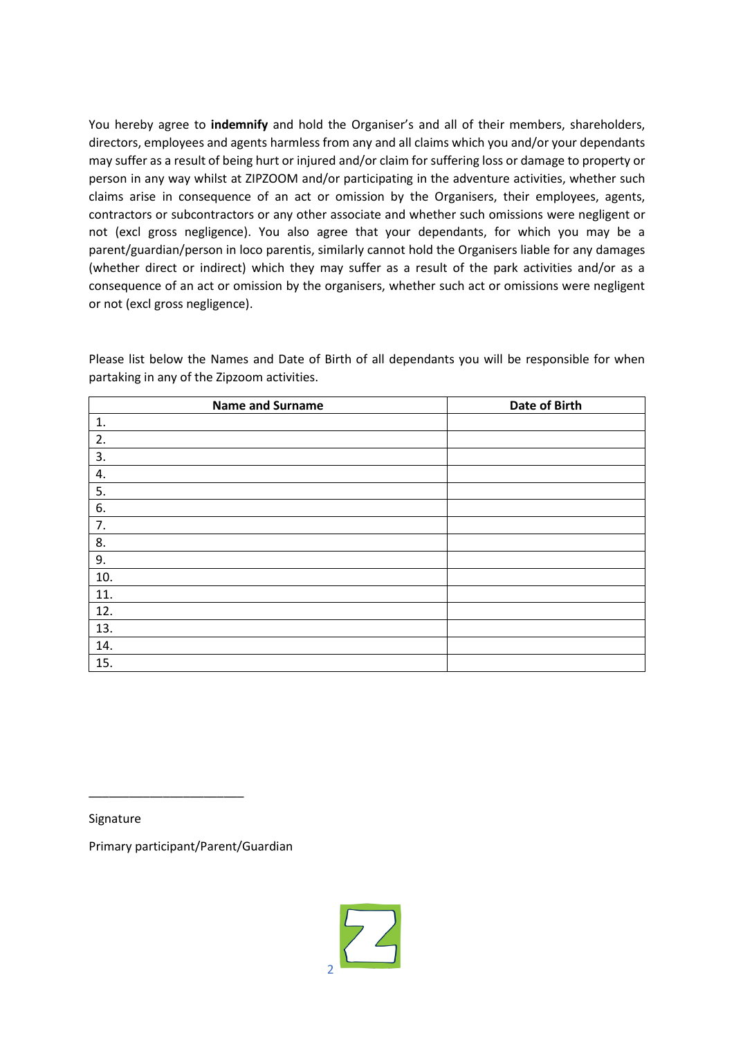You hereby agree to **indemnify** and hold the Organiser's and all of their members, shareholders, directors, employees and agents harmless from any and all claims which you and/or your dependants may suffer as a result of being hurt or injured and/or claim for suffering loss or damage to property or person in any way whilst at ZIPZOOM and/or participating in the adventure activities, whether such claims arise in consequence of an act or omission by the Organisers, their employees, agents, contractors or subcontractors or any other associate and whether such omissions were negligent or not (excl gross negligence). You also agree that your dependants, for which you may be a parent/guardian/person in loco parentis, similarly cannot hold the Organisers liable for any damages (whether direct or indirect) which they may suffer as a result of the park activities and/or as a consequence of an act or omission by the organisers, whether such act or omissions were negligent or not (excl gross negligence).

Please list below the Names and Date of Birth of all dependants you will be responsible for when partaking in any of the Zipzoom activities.

| Name and Surname | Date of Birth |
|---|---|
| 1. | |
| 2. | |
| 3. | |
| 4. | |
| 5. | |
| 6. | |
| 7. | |
| 8. | |
| 9. | |
| 10. | |
| 11. | |
| 12. | |
| 13. | |
| 14. | |
| 15. | |

_______________________

Signature

Primary participant/Parent/Guardian